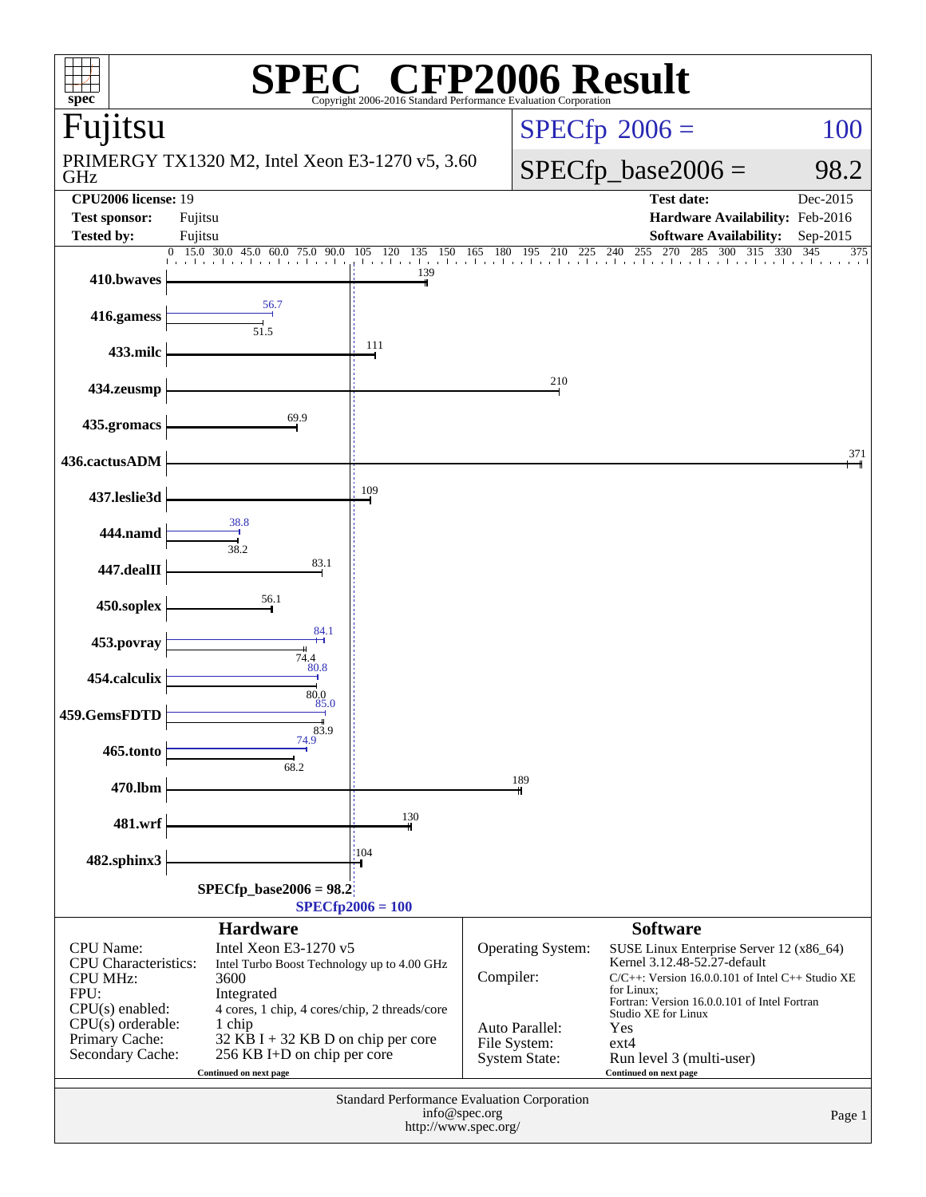# SPEC CFP2006 Result

Copyright 2006-2016 Standard Performance Evaluation Corporation

## Fujitsu

PRIMERGY TX1320 M2, Intel Xeon E3-1270 v5, 3.60 GHz

SPECfp 2006 = 100

SPECfp_base2006 = 98.2

| | | | |
|---|---|---|---|
| **CPU2006 license:** 19 | | **Test date:** | Dec-2015 |
| **Test sponsor:** | Fujitsu | **Hardware Availability:** | Feb-2016 |
| **Tested by:** | Fujitsu | **Software Availability:** | Sep-2015 |

| Benchmark | Base | Peak |
|---|---|---|
| 410.bwaves | 139 | 139 |
| 416.gamess | 51.5 | 56.7 |
| 433.milc | 111 | 111 |
| 434.zeusmp | 210 | 210 |
| 435.gromacs | 69.9 | 69.9 |
| 436.cactusADM | 371 | 371 |
| 437.leslie3d | 109 | 109 |
| 444.namd | 38.2 | 38.8 |
| 447.dealII | 83.1 | 83.1 |
| 450.soplex | 56.1 | 56.1 |
| 453.povray | 74.4 | 84.1 |
| 454.calculix | 80.0 | 80.8 |
| 459.GemsFDTD | 83.9 | 85.0 |
| 465.tonto | 68.2 | 74.9 |
| 470.lbm | 189 | 189 |
| 481.wrf | 130 | 130 |
| 482.sphinx3 | 104 | 104 |

SPECfp_base2006 = 98.2

SPECfp2006 = 100

## Hardware

| | |
|---|---|
| CPU Name: | Intel Xeon E3-1270 v5 |
| CPU Characteristics: | Intel Turbo Boost Technology up to 4.00 GHz |
| CPU MHz: | 3600 |
| FPU: | Integrated |
| CPU(s) enabled: | 4 cores, 1 chip, 4 cores/chip, 2 threads/core |
| CPU(s) orderable: | 1 chip |
| Primary Cache: | 32 KB I + 32 KB D on chip per core |
| Secondary Cache: | 256 KB I+D on chip per core |

Continued on next page

## Software

| | |
|---|---|
| Operating System: | SUSE Linux Enterprise Server 12 (x86_64) Kernel 3.12.48-52.27-default |
| Compiler: | C/C++: Version 16.0.0.101 of Intel C++ Studio XE for Linux; Fortran: Version 16.0.0.101 of Intel Fortran Studio XE for Linux |
| Auto Parallel: | Yes |
| File System: | ext4 |
| System State: | Run level 3 (multi-user) |

Continued on next page

Standard Performance Evaluation Corporation
info@spec.org
http://www.spec.org/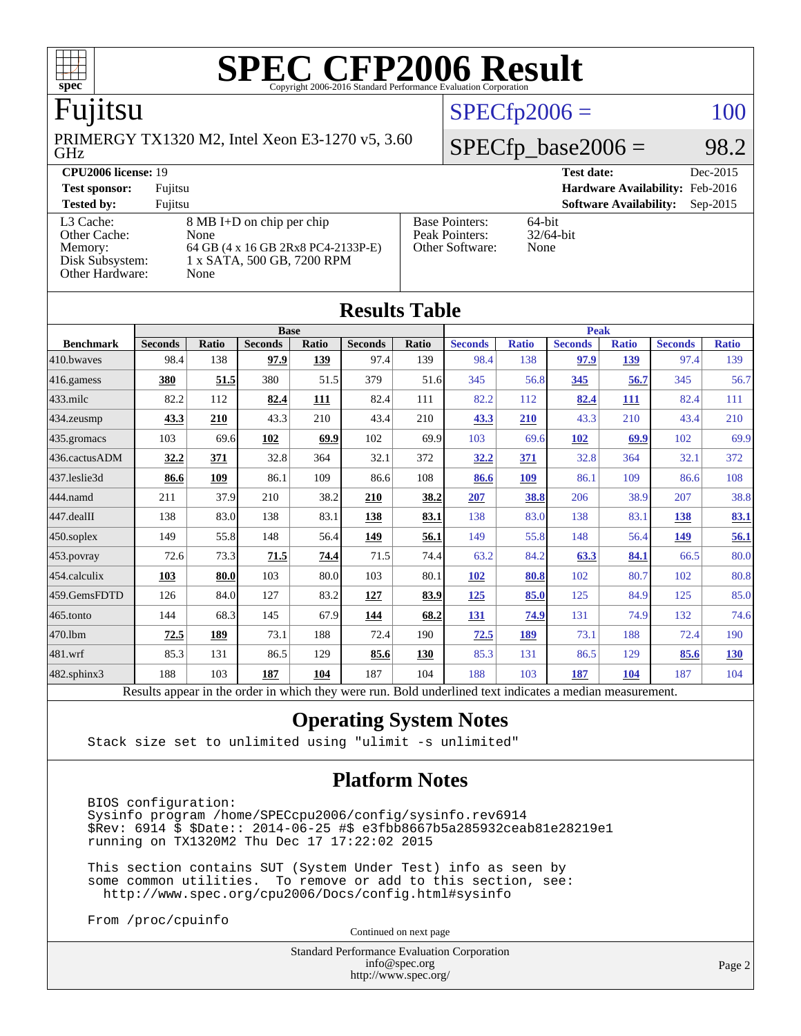# SPEC CFP2006 Result

Copyright 2006-2016 Standard Performance Evaluation Corporation

## Fujitsu

PRIMERGY TX1320 M2, Intel Xeon E3-1270 v5, 3.60 GHz

SPECfp2006 = 100

SPECfp_base2006 = 98.2

| | | | |
|---|---|---|---|
| **CPU2006 license:** 19 | | **Test date:** | Dec-2015 |
| **Test sponsor:** | Fujitsu | **Hardware Availability:** | Feb-2016 |
| **Tested by:** | Fujitsu | **Software Availability:** | Sep-2015 |

| | | | |
|---|---|---|---|
| L3 Cache: | 8 MB I+D on chip per chip | Base Pointers: | 64-bit |
| Other Cache: | None | Peak Pointers: | 32/64-bit |
| Memory: | 64 GB (4 x 16 GB 2Rx8 PC4-2133P-E) | Other Software: | None |
| Disk Subsystem: | 1 x SATA, 500 GB, 7200 RPM | | |
| Other Hardware: | None | | |

## Results Table

| Benchmark | Base | | | | | | Peak | | | | | |
|---|---|---|---|---|---|---|---|---|---|---|---|---|
| | Seconds | Ratio | Seconds | Ratio | Seconds | Ratio | Seconds | Ratio | Seconds | Ratio | Seconds | Ratio |
| 410.bwaves | 98.4 | 138 | **97.9** | **139** | 97.4 | 139 | 98.4 | 138 | **97.9** | **139** | 97.4 | 139 |
| 416.gamess | **380** | **51.5** | 380 | 51.5 | 379 | 51.6 | 345 | 56.8 | **345** | **56.7** | 345 | 56.7 |
| 433.milc | 82.2 | 112 | **82.4** | **111** | 82.4 | 111 | 82.2 | 112 | **82.4** | **111** | 82.4 | 111 |
| 434.zeusmp | **43.3** | **210** | 43.3 | 210 | 43.4 | 210 | **43.3** | **210** | 43.3 | 210 | 43.4 | 210 |
| 435.gromacs | 103 | 69.6 | **102** | **69.9** | 102 | 69.9 | 103 | 69.6 | **102** | **69.9** | 102 | 69.9 |
| 436.cactusADM | **32.2** | **371** | 32.8 | 364 | 32.1 | 372 | **32.2** | **371** | 32.8 | 364 | 32.1 | 372 |
| 437.leslie3d | **86.6** | **109** | 86.1 | 109 | 86.6 | 108 | **86.6** | **109** | 86.1 | 109 | 86.6 | 108 |
| 444.namd | 211 | 37.9 | 210 | 38.2 | **210** | **38.2** | **207** | **38.8** | 206 | 38.9 | 207 | 38.8 |
| 447.dealII | 138 | 83.0 | 138 | 83.1 | **138** | **83.1** | 138 | 83.0 | 138 | 83.1 | **138** | **83.1** |
| 450.soplex | 149 | 55.8 | 148 | 56.4 | **149** | **56.1** | 149 | 55.8 | 148 | 56.4 | **149** | **56.1** |
| 453.povray | 72.6 | 73.3 | **71.5** | **74.4** | 71.5 | 74.4 | 63.2 | 84.2 | **63.3** | **84.1** | 66.5 | 80.0 |
| 454.calculix | **103** | **80.0** | 103 | 80.0 | 103 | 80.1 | **102** | **80.8** | 102 | 80.7 | 102 | 80.8 |
| 459.GemsFDTD | 126 | 84.0 | 127 | 83.2 | **127** | **83.9** | **125** | **85.0** | 125 | 84.9 | 125 | 85.0 |
| 465.tonto | 144 | 68.3 | 145 | 67.9 | **144** | **68.2** | **131** | **74.9** | 131 | 74.9 | 132 | 74.6 |
| 470.lbm | **72.5** | **189** | 73.1 | 188 | 72.4 | 190 | **72.5** | **189** | 73.1 | 188 | 72.4 | 190 |
| 481.wrf | 85.3 | 131 | 86.5 | 129 | **85.6** | **130** | 85.3 | 131 | 86.5 | 129 | **85.6** | **130** |
| 482.sphinx3 | 188 | 103 | **187** | **104** | 187 | 104 | 188 | 103 | **187** | **104** | 187 | 104 |

Results appear in the order in which they were run. Bold underlined text indicates a median measurement.

## Operating System Notes

```
Stack size set to unlimited using "ulimit -s unlimited"
```

## Platform Notes

```
BIOS configuration:
Sysinfo program /home/SPECcpu2006/config/sysinfo.rev6914
$Rev: 6914 $ $Date:: 2014-06-25 #$ e3fbb8667b5a285932ceab81e28219e1
running on TX1320M2 Thu Dec 17 17:22:02 2015

This section contains SUT (System Under Test) info as seen by
some common utilities.  To remove or add to this section, see:
  http://www.spec.org/cpu2006/Docs/config.html#sysinfo

From /proc/cpuinfo
```

Continued on next page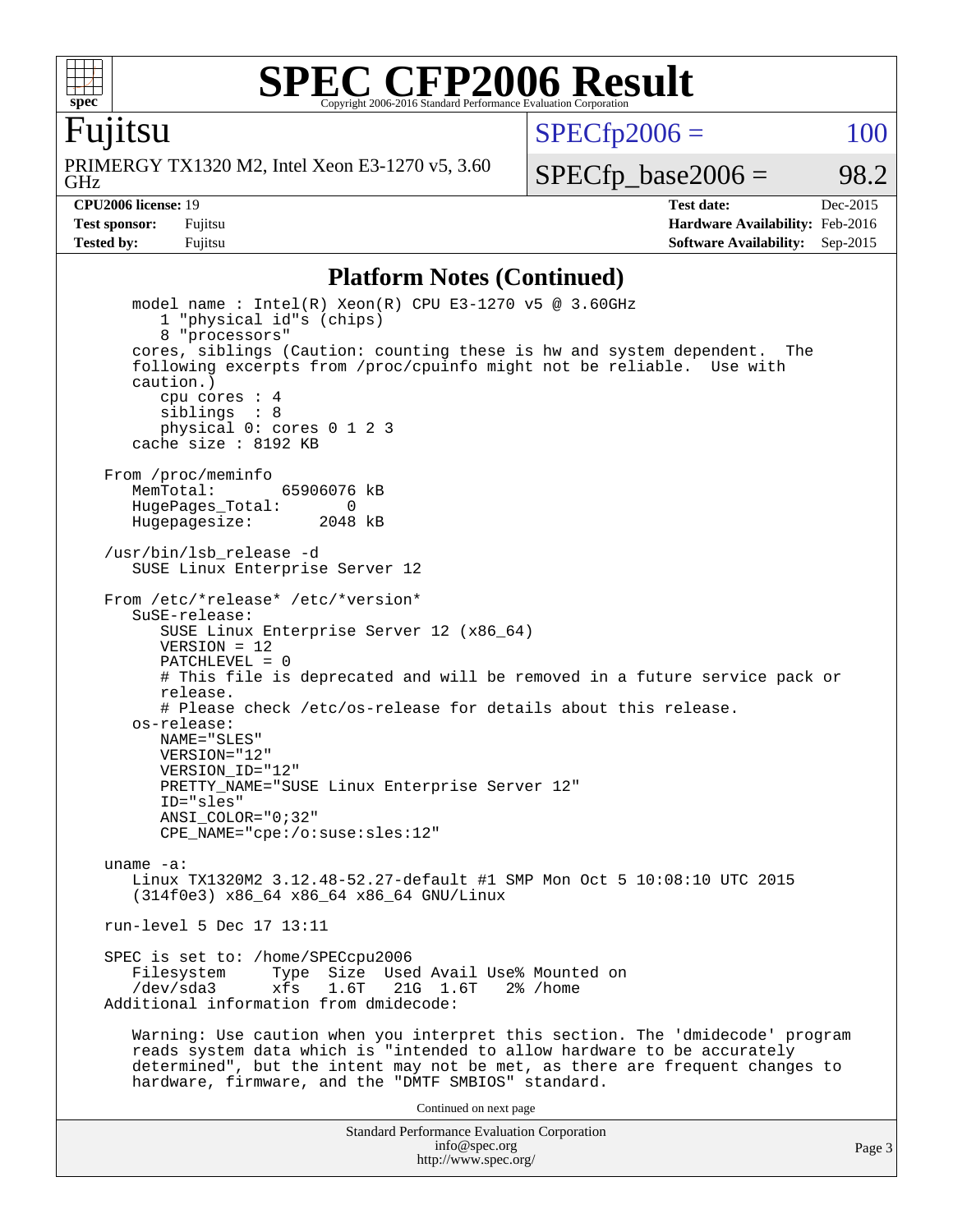# SPEC CFP2006 Result

**Fujitsu**

PRIMERGY TX1320 M2, Intel Xeon E3-1270 v5, 3.60 GHz

SPECfp2006 = 100

SPECfp_base2006 = 98.2

**CPU2006 license:** 19 | **Test date:** Dec-2015
**Test sponsor:** Fujitsu | **Hardware Availability:** Feb-2016
**Tested by:** Fujitsu | **Software Availability:** Sep-2015

## Platform Notes (Continued)

```
      model name : Intel(R) Xeon(R) CPU E3-1270 v5 @ 3.60GHz
         1 "physical id"s (chips)
         8 "processors"
      cores, siblings (Caution: counting these is hw and system dependent.  The
      following excerpts from /proc/cpuinfo might not be reliable.  Use with
      caution.)
         cpu cores : 4
         siblings  : 8
         physical 0: cores 0 1 2 3
      cache size : 8192 KB

   From /proc/meminfo
      MemTotal:       65906076 kB
      HugePages_Total:       0
      Hugepagesize:       2048 kB

   /usr/bin/lsb_release -d
      SUSE Linux Enterprise Server 12

   From /etc/*release* /etc/*version*
      SuSE-release:
         SUSE Linux Enterprise Server 12 (x86_64)
         VERSION = 12
         PATCHLEVEL = 0
         # This file is deprecated and will be removed in a future service pack or
         release.
         # Please check /etc/os-release for details about this release.
      os-release:
         NAME="SLES"
         VERSION="12"
         VERSION_ID="12"
         PRETTY_NAME="SUSE Linux Enterprise Server 12"
         ID="sles"
         ANSI_COLOR="0;32"
         CPE_NAME="cpe:/o:suse:sles:12"

   uname -a:
      Linux TX1320M2 3.12.48-52.27-default #1 SMP Mon Oct 5 10:08:10 UTC 2015
      (314f0e3) x86_64 x86_64 x86_64 GNU/Linux

   run-level 5 Dec 17 13:11

   SPEC is set to: /home/SPECcpu2006
      Filesystem     Type  Size  Used Avail Use% Mounted on
      /dev/sda3      xfs   1.6T   21G  1.6T   2% /home
   Additional information from dmidecode:

      Warning: Use caution when you interpret this section. The 'dmidecode' program
      reads system data which is "intended to allow hardware to be accurately
      determined", but the intent may not be met, as there are frequent changes to
      hardware, firmware, and the "DMTF SMBIOS" standard.
```

Continued on next page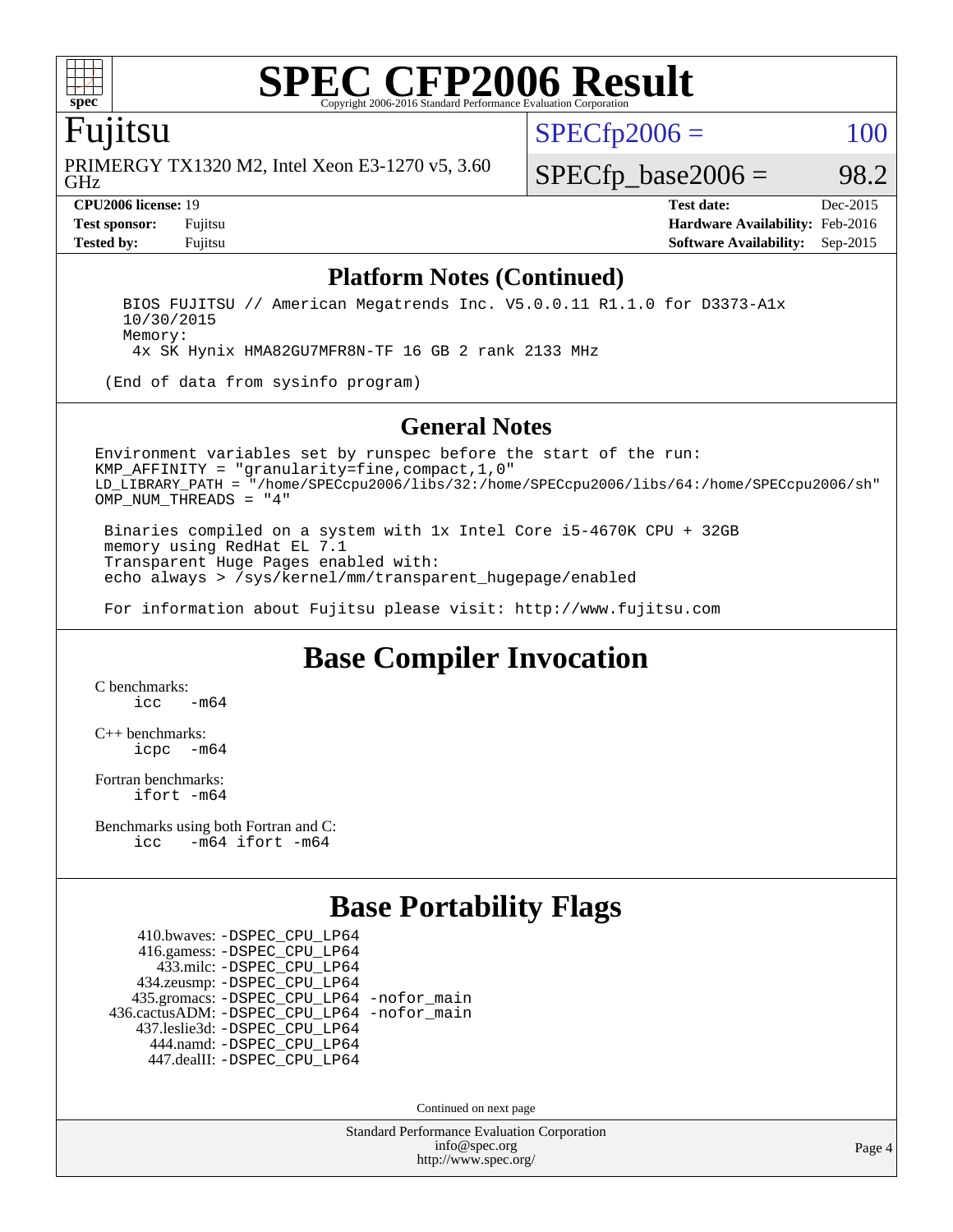# SPEC CFP2006 Result

Copyright 2006-2016 Standard Performance Evaluation Corporation

## Fujitsu

PRIMERGY TX1320 M2, Intel Xeon E3-1270 v5, 3.60 GHz

SPECfp2006 = 100

SPECfp_base2006 = 98.2

**CPU2006 license:** 19
**Test sponsor:** Fujitsu
**Tested by:** Fujitsu

**Test date:** Dec-2015
**Hardware Availability:** Feb-2016
**Software Availability:** Sep-2015

## Platform Notes (Continued)

```
    BIOS FUJITSU // American Megatrends Inc. V5.0.0.11 R1.1.0 for D3373-A1x
    10/30/2015
    Memory:
     4x SK Hynix HMA82GU7MFR8N-TF 16 GB 2 rank 2133 MHz

  (End of data from sysinfo program)
```

## General Notes

```
Environment variables set by runspec before the start of the run:
KMP_AFFINITY = "granularity=fine,compact,1,0"
LD_LIBRARY_PATH = "/home/SPECcpu2006/libs/32:/home/SPECcpu2006/libs/64:/home/SPECcpu2006/sh"
OMP_NUM_THREADS = "4"

 Binaries compiled on a system with 1x Intel Core i5-4670K CPU + 32GB
 memory using RedHat EL 7.1
 Transparent Huge Pages enabled with:
 echo always > /sys/kernel/mm/transparent_hugepage/enabled

 For information about Fujitsu please visit: http://www.fujitsu.com
```

## Base Compiler Invocation

C benchmarks:
    icc   -m64

C++ benchmarks:
    icpc   -m64

Fortran benchmarks:
    ifort -m64

Benchmarks using both Fortran and C:
    icc   -m64 ifort -m64

## Base Portability Flags

410.bwaves: -DSPEC_CPU_LP64
416.gamess: -DSPEC_CPU_LP64
433.milc: -DSPEC_CPU_LP64
434.zeusmp: -DSPEC_CPU_LP64
435.gromacs: -DSPEC_CPU_LP64 -nofor_main
436.cactusADM: -DSPEC_CPU_LP64 -nofor_main
437.leslie3d: -DSPEC_CPU_LP64
444.namd: -DSPEC_CPU_LP64
447.dealII: -DSPEC_CPU_LP64

Continued on next page

Standard Performance Evaluation Corporation
info@spec.org
http://www.spec.org/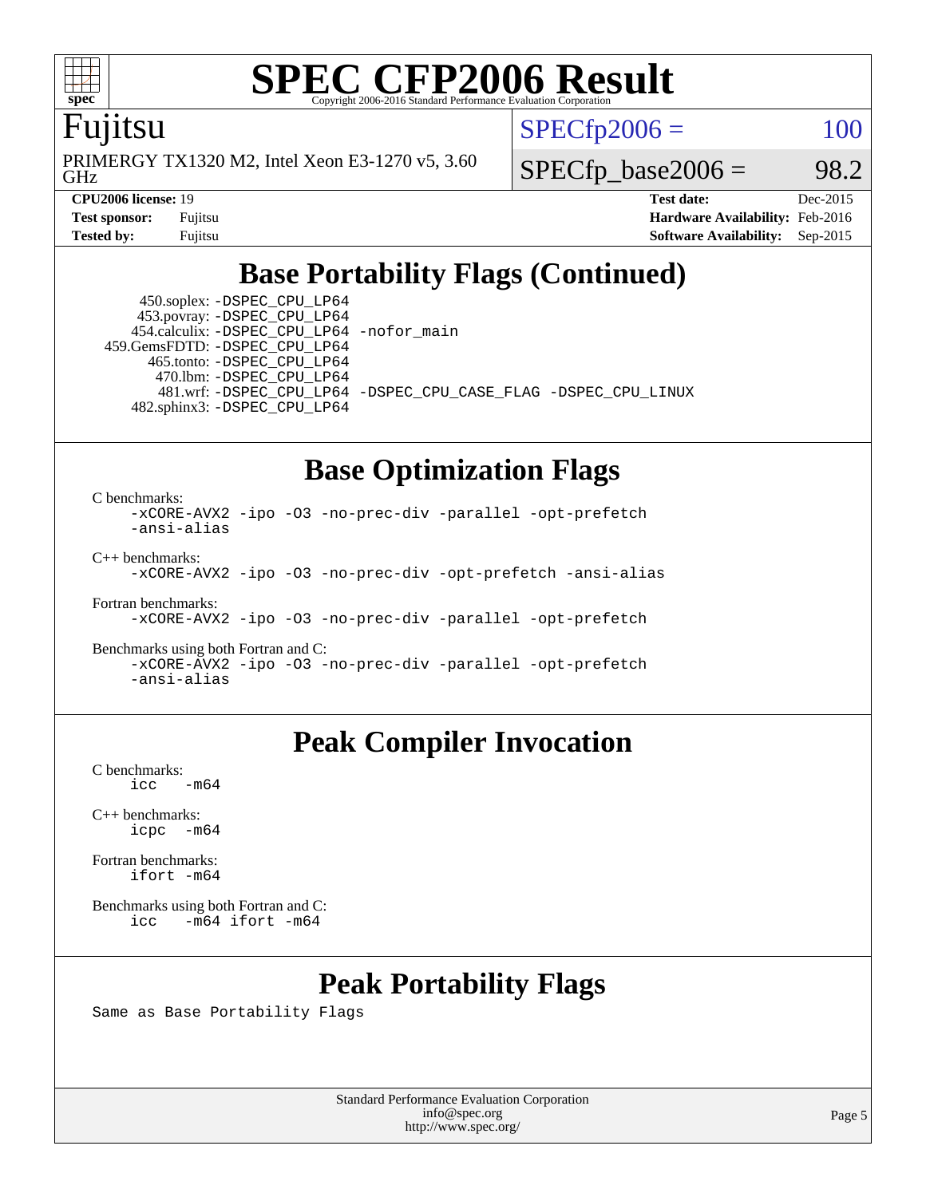# SPEC CFP2006 Result

Fujitsu

PRIMERGY TX1320 M2, Intel Xeon E3-1270 v5, 3.60 GHz

SPECfp2006 = 100

SPECfp_base2006 = 98.2

**CPU2006 license:** 19
**Test sponsor:** Fujitsu
**Tested by:** Fujitsu

**Test date:** Dec-2015
**Hardware Availability:** Feb-2016
**Software Availability:** Sep-2015

## Base Portability Flags (Continued)

```
     450.soplex: -DSPEC_CPU_LP64
     453.povray: -DSPEC_CPU_LP64
    454.calculix: -DSPEC_CPU_LP64 -nofor_main
   459.GemsFDTD: -DSPEC_CPU_LP64
      465.tonto: -DSPEC_CPU_LP64
        470.lbm: -DSPEC_CPU_LP64
        481.wrf: -DSPEC_CPU_LP64 -DSPEC_CPU_CASE_FLAG -DSPEC_CPU_LINUX
    482.sphinx3: -DSPEC_CPU_LP64
```

## Base Optimization Flags

C benchmarks:
```
-xCORE-AVX2 -ipo -O3 -no-prec-div -parallel -opt-prefetch
-ansi-alias
```

C++ benchmarks:
```
-xCORE-AVX2 -ipo -O3 -no-prec-div -opt-prefetch -ansi-alias
```

Fortran benchmarks:
```
-xCORE-AVX2 -ipo -O3 -no-prec-div -parallel -opt-prefetch
```

Benchmarks using both Fortran and C:
```
-xCORE-AVX2 -ipo -O3 -no-prec-div -parallel -opt-prefetch
-ansi-alias
```

## Peak Compiler Invocation

C benchmarks:
```
icc   -m64
```

C++ benchmarks:
```
icpc  -m64
```

Fortran benchmarks:
```
ifort -m64
```

Benchmarks using both Fortran and C:
```
icc   -m64 ifort -m64
```

## Peak Portability Flags

Same as Base Portability Flags

Standard Performance Evaluation Corporation
info@spec.org
http://www.spec.org/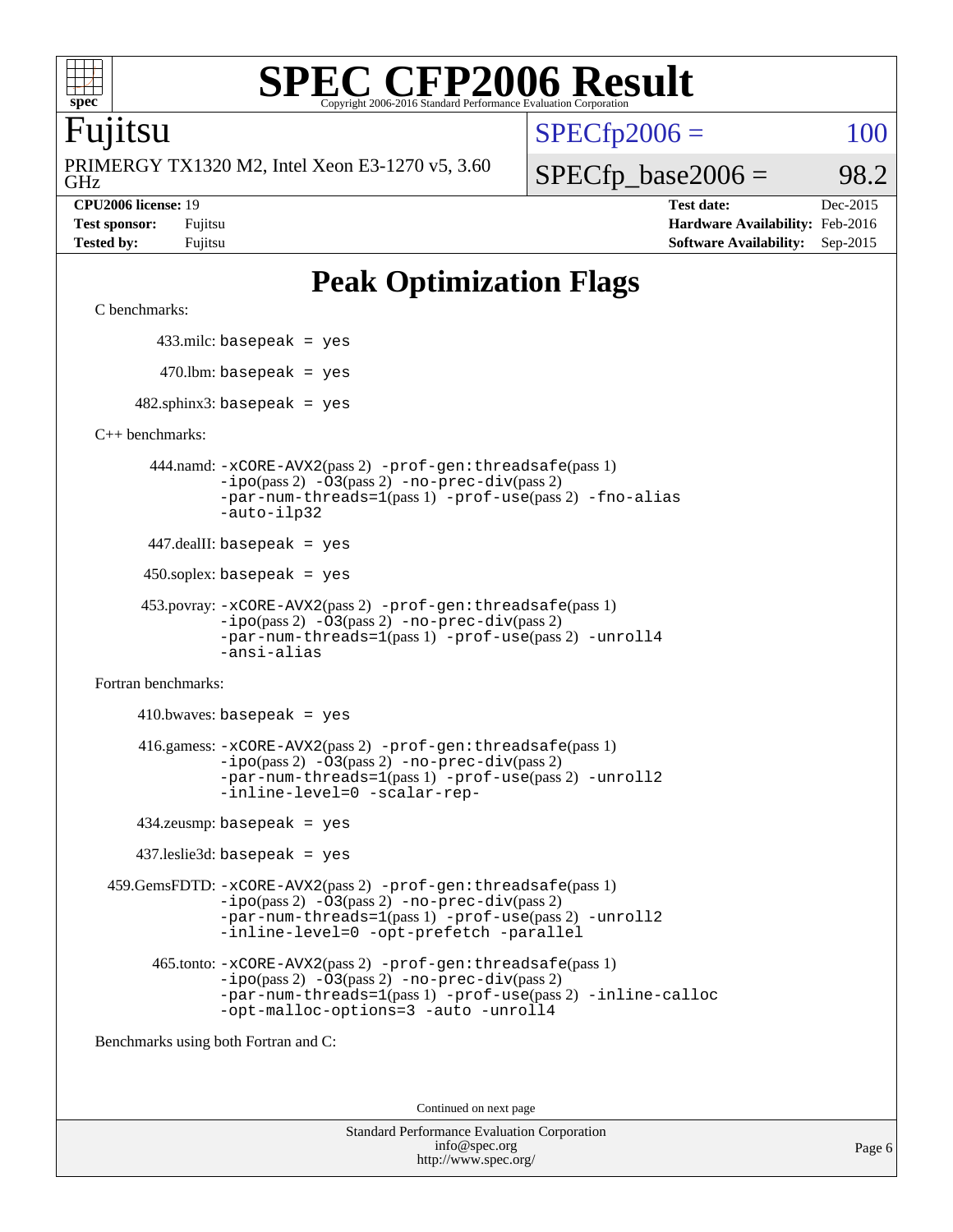# SPEC CFP2006 Result

Copyright 2006-2016 Standard Performance Evaluation Corporation

**Fujitsu**

PRIMERGY TX1320 M2, Intel Xeon E3-1270 v5, 3.60 GHz

SPECfp2006 = 100

SPECfp_base2006 = 98.2

| | | | |
|---|---|---|---|
| **CPU2006 license:** 19 | | **Test date:** | Dec-2015 |
| **Test sponsor:** | Fujitsu | **Hardware Availability:** | Feb-2016 |
| **Tested by:** | Fujitsu | **Software Availability:** | Sep-2015 |

## Peak Optimization Flags

C benchmarks:

433.milc: `basepeak = yes`

470.lbm: `basepeak = yes`

482.sphinx3: `basepeak = yes`

C++ benchmarks:

444.namd: `-xCORE-AVX2`(pass 2) `-prof-gen:threadsafe`(pass 1) `-ipo`(pass 2) `-O3`(pass 2) `-no-prec-div`(pass 2) `-par-num-threads=1`(pass 1) `-prof-use`(pass 2) `-fno-alias` `-auto-ilp32`

447.dealII: `basepeak = yes`

450.soplex: `basepeak = yes`

453.povray: `-xCORE-AVX2`(pass 2) `-prof-gen:threadsafe`(pass 1) `-ipo`(pass 2) `-O3`(pass 2) `-no-prec-div`(pass 2) `-par-num-threads=1`(pass 1) `-prof-use`(pass 2) `-unroll4` `-ansi-alias`

Fortran benchmarks:

410.bwaves: `basepeak = yes`

416.gamess: `-xCORE-AVX2`(pass 2) `-prof-gen:threadsafe`(pass 1) `-ipo`(pass 2) `-O3`(pass 2) `-no-prec-div`(pass 2) `-par-num-threads=1`(pass 1) `-prof-use`(pass 2) `-unroll2` `-inline-level=0` `-scalar-rep-`

434.zeusmp: `basepeak = yes`

437.leslie3d: `basepeak = yes`

459.GemsFDTD: `-xCORE-AVX2`(pass 2) `-prof-gen:threadsafe`(pass 1) `-ipo`(pass 2) `-O3`(pass 2) `-no-prec-div`(pass 2) `-par-num-threads=1`(pass 1) `-prof-use`(pass 2) `-unroll2` `-inline-level=0` `-opt-prefetch` `-parallel`

465.tonto: `-xCORE-AVX2`(pass 2) `-prof-gen:threadsafe`(pass 1) `-ipo`(pass 2) `-O3`(pass 2) `-no-prec-div`(pass 2) `-par-num-threads=1`(pass 1) `-prof-use`(pass 2) `-inline-calloc` `-opt-malloc-options=3` `-auto` `-unroll4`

Benchmarks using both Fortran and C:

Continued on next page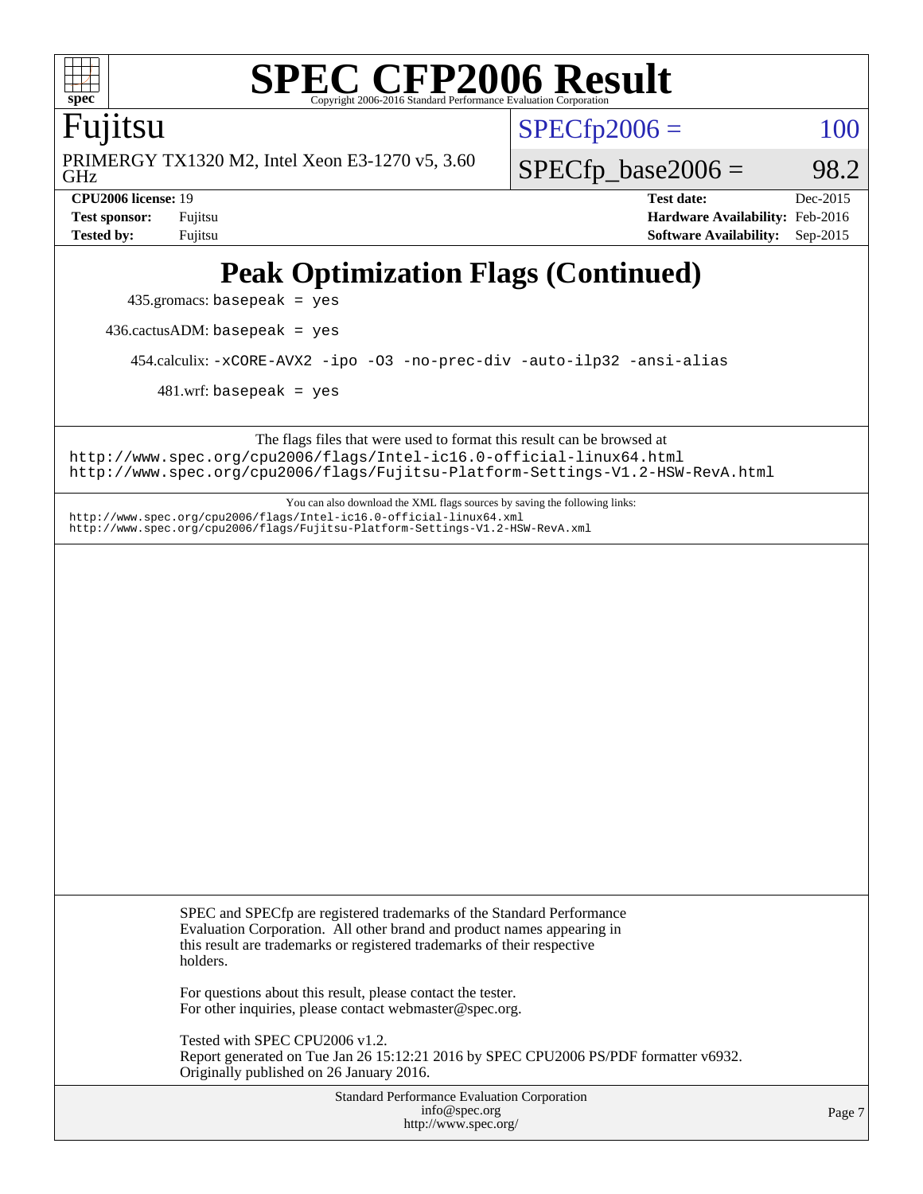# Peak Optimization Flags (Continued)

435.gromacs: basepeak = yes

436.cactusADM: basepeak = yes

454.calculix: -xCORE-AVX2 -ipo -O3 -no-prec-div -auto-ilp32 -ansi-alias

481.wrf: basepeak = yes

The flags files that were used to format this result can be browsed at
http://www.spec.org/cpu2006/flags/Intel-ic16.0-official-linux64.html
http://www.spec.org/cpu2006/flags/Fujitsu-Platform-Settings-V1.2-HSW-RevA.html

You can also download the XML flags sources by saving the following links:
http://www.spec.org/cpu2006/flags/Intel-ic16.0-official-linux64.xml
http://www.spec.org/cpu2006/flags/Fujitsu-Platform-Settings-V1.2-HSW-RevA.xml

SPEC and SPECfp are registered trademarks of the Standard Performance Evaluation Corporation. All other brand and product names appearing in this result are trademarks or registered trademarks of their respective holders.

For questions about this result, please contact the tester.
For other inquiries, please contact webmaster@spec.org.

Tested with SPEC CPU2006 v1.2.
Report generated on Tue Jan 26 15:12:21 2016 by SPEC CPU2006 PS/PDF formatter v6932.
Originally published on 26 January 2016.